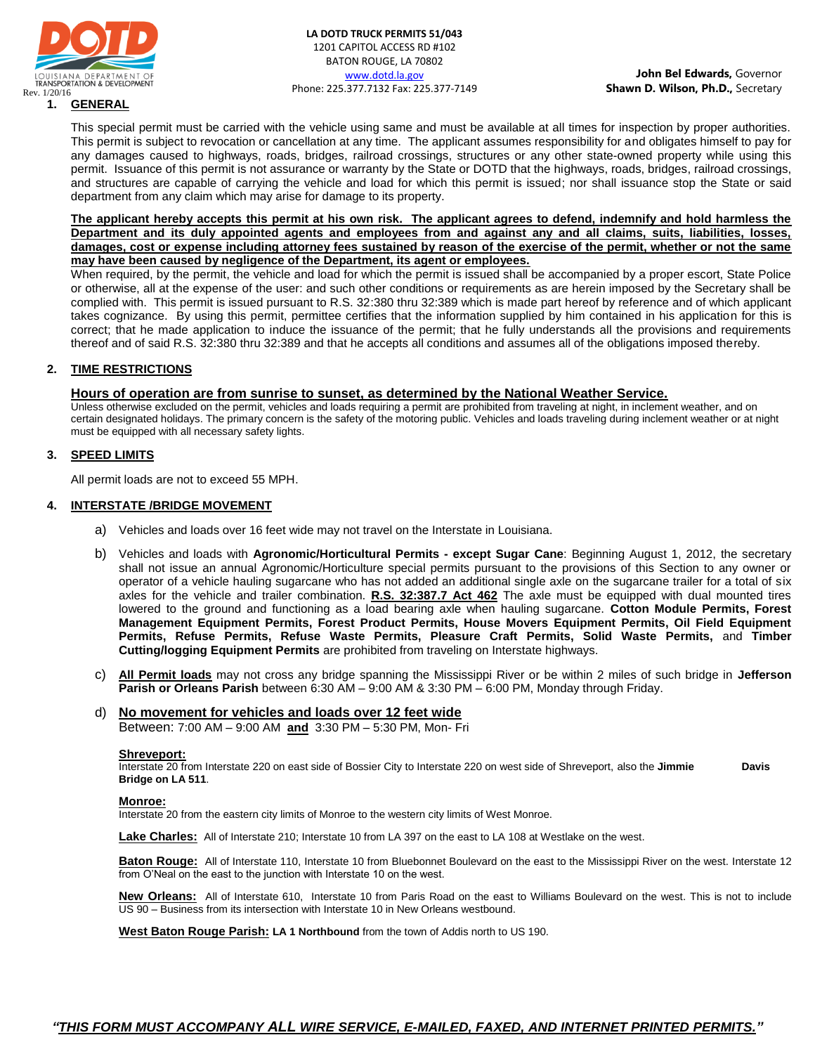LA DOTD TRUCK PERMITS 51/043
1201 CAPITOL ACCESS RD #102
BATON ROUGE, LA 70802
www.dotd.la.gov
Phone: 225.377.7132 Fax: 225.377-7149

**John Bel Edwards,** Governor
**Shawn D. Wilson, Ph.D.,** Secretary

Rev. 1/20/16

## 1. GENERAL

This special permit must be carried with the vehicle using same and must be available at all times for inspection by proper authorities. This permit is subject to revocation or cancellation at any time. The applicant assumes responsibility for and obligates himself to pay for any damages caused to highways, roads, bridges, railroad crossings, structures or any other state-owned property while using this permit. Issuance of this permit is not assurance or warranty by the State or DOTD that the highways, roads, bridges, railroad crossings, and structures are capable of carrying the vehicle and load for which this permit is issued; nor shall issuance stop the State or said department from any claim which may arise for damage to its property.

**The applicant hereby accepts this permit at his own risk. The applicant agrees to defend, indemnify and hold harmless the Department and its duly appointed agents and employees from and against any and all claims, suits, liabilities, losses, damages, cost or expense including attorney fees sustained by reason of the exercise of the permit, whether or not the same may have been caused by negligence of the Department, its agent or employees.**
When required, by the permit, the vehicle and load for which the permit is issued shall be accompanied by a proper escort, State Police or otherwise, all at the expense of the user: and such other conditions or requirements as are herein imposed by the Secretary shall be complied with. This permit is issued pursuant to R.S. 32:380 thru 32:389 which is made part hereof by reference and of which applicant takes cognizance. By using this permit, permittee certifies that the information supplied by him contained in his application for this is correct; that he made application to induce the issuance of the permit; that he fully understands all the provisions and requirements thereof and of said R.S. 32:380 thru 32:389 and that he accepts all conditions and assumes all of the obligations imposed thereby.

## 2. TIME RESTRICTIONS

**Hours of operation are from sunrise to sunset, as determined by the National Weather Service.**
Unless otherwise excluded on the permit, vehicles and loads requiring a permit are prohibited from traveling at night, in inclement weather, and on certain designated holidays. The primary concern is the safety of the motoring public. Vehicles and loads traveling during inclement weather or at night must be equipped with all necessary safety lights.

## 3. SPEED LIMITS

All permit loads are not to exceed 55 MPH.

## 4. INTERSTATE /BRIDGE MOVEMENT

a) Vehicles and loads over 16 feet wide may not travel on the Interstate in Louisiana.

b) Vehicles and loads with **Agronomic/Horticultural Permits - except Sugar Cane**: Beginning August 1, 2012, the secretary shall not issue an annual Agronomic/Horticulture special permits pursuant to the provisions of this Section to any owner or operator of a vehicle hauling sugarcane who has not added an additional single axle on the sugarcane trailer for a total of six axles for the vehicle and trailer combination. **R.S. 32:387.7 Act 462** The axle must be equipped with dual mounted tires lowered to the ground and functioning as a load bearing axle when hauling sugarcane. **Cotton Module Permits, Forest Management Equipment Permits, Forest Product Permits, House Movers Equipment Permits, Oil Field Equipment Permits, Refuse Permits, Refuse Waste Permits, Pleasure Craft Permits, Solid Waste Permits,** and **Timber Cutting/logging Equipment Permits** are prohibited from traveling on Interstate highways.

c) **All Permit loads** may not cross any bridge spanning the Mississippi River or be within 2 miles of such bridge in **Jefferson Parish or Orleans Parish** between 6:30 AM – 9:00 AM & 3:30 PM – 6:00 PM, Monday through Friday.

d) **No movement for vehicles and loads over 12 feet wide**
Between: 7:00 AM – 9:00 AM **and** 3:30 PM – 5:30 PM, Mon- Fri

**Shreveport:**
Interstate 20 from Interstate 220 on east side of Bossier City to Interstate 220 on west side of Shreveport, also the **Jimmie Davis Bridge on LA 511**.

**Monroe:**
Interstate 20 from the eastern city limits of Monroe to the western city limits of West Monroe.

**Lake Charles:** All of Interstate 210; Interstate 10 from LA 397 on the east to LA 108 at Westlake on the west.

**Baton Rouge:** All of Interstate 110, Interstate 10 from Bluebonnet Boulevard on the east to the Mississippi River on the west. Interstate 12 from O'Neal on the east to the junction with Interstate 10 on the west.

**New Orleans:** All of Interstate 610, Interstate 10 from Paris Road on the east to Williams Boulevard on the west. This is not to include US 90 – Business from its intersection with Interstate 10 in New Orleans westbound.

**West Baton Rouge Parish:** **LA 1 Northbound** from the town of Addis north to US 190.

***"THIS FORM MUST ACCOMPANY ALL WIRE SERVICE, E-MAILED, FAXED, AND INTERNET PRINTED PERMITS."***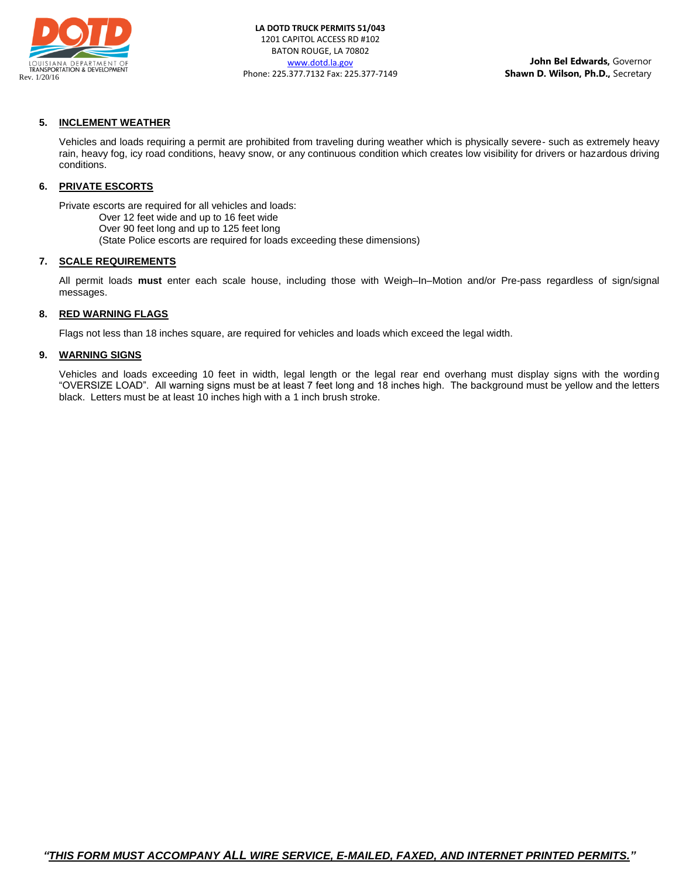LA DOTD TRUCK PERMITS 51/043
1201 CAPITOL ACCESS RD #102
BATON ROUGE, LA 70802
www.dotd.la.gov
Phone: 225.377.7132 Fax: 225.377-7149

LOUISIANA DEPARTMENT OF TRANSPORTATION & DEVELOPMENT
Rev. 1/20/16

**John Bel Edwards,** Governor
**Shawn D. Wilson, Ph.D.,** Secretary

### 5. INCLEMENT WEATHER

Vehicles and loads requiring a permit are prohibited from traveling during weather which is physically severe- such as extremely heavy rain, heavy fog, icy road conditions, heavy snow, or any continuous condition which creates low visibility for drivers or hazardous driving conditions.

### 6. PRIVATE ESCORTS

Private escorts are required for all vehicles and loads:

Over 12 feet wide and up to 16 feet wide
Over 90 feet long and up to 125 feet long
(State Police escorts are required for loads exceeding these dimensions)

### 7. SCALE REQUIREMENTS

All permit loads **must** enter each scale house, including those with Weigh–In–Motion and/or Pre-pass regardless of sign/signal messages.

### 8. RED WARNING FLAGS

Flags not less than 18 inches square, are required for vehicles and loads which exceed the legal width.

### 9. WARNING SIGNS

Vehicles and loads exceeding 10 feet in width, legal length or the legal rear end overhang must display signs with the wording "OVERSIZE LOAD". All warning signs must be at least 7 feet long and 18 inches high. The background must be yellow and the letters black. Letters must be at least 10 inches high with a 1 inch brush stroke.

***"THIS FORM MUST ACCOMPANY ALL WIRE SERVICE, E-MAILED, FAXED, AND INTERNET PRINTED PERMITS."***